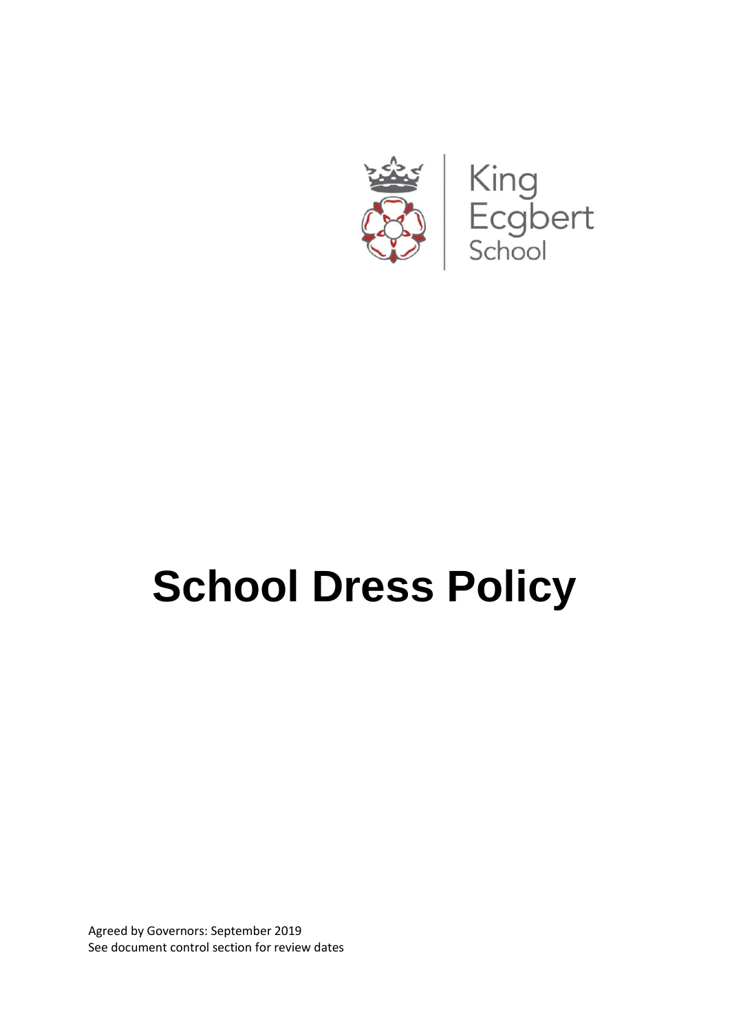King Ecgbert School

# School Dress Policy

Agreed by Governors: September 2019
See document control section for review dates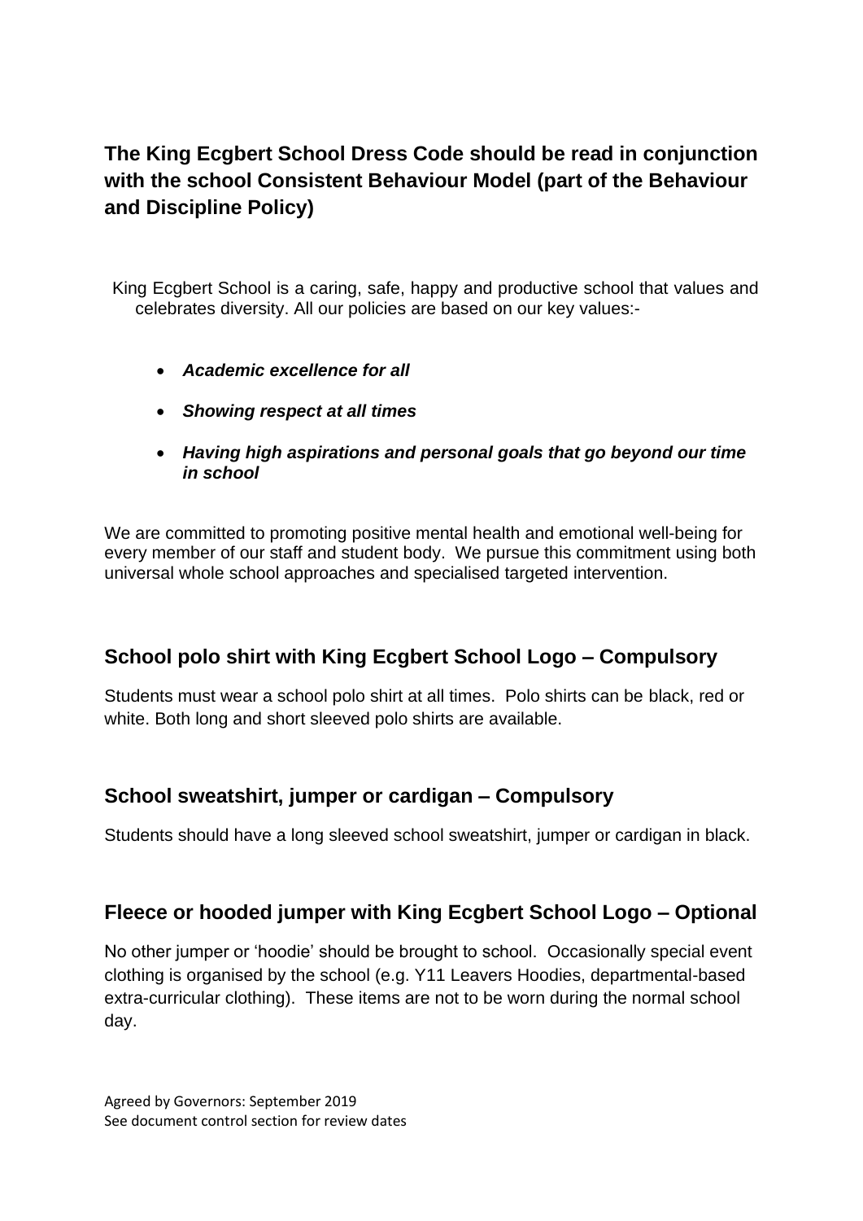**The King Ecgbert School Dress Code should be read in conjunction with the school Consistent Behaviour Model (part of the Behaviour and Discipline Policy)**

King Ecgbert School is a caring, safe, happy and productive school that values and celebrates diversity. All our policies are based on our key values:-

- ***Academic excellence for all***
- ***Showing respect at all times***
- ***Having high aspirations and personal goals that go beyond our time in school***

We are committed to promoting positive mental health and emotional well-being for every member of our staff and student body. We pursue this commitment using both universal whole school approaches and specialised targeted intervention.

## School polo shirt with King Ecgbert School Logo – Compulsory

Students must wear a school polo shirt at all times. Polo shirts can be black, red or white. Both long and short sleeved polo shirts are available.

## School sweatshirt, jumper or cardigan – Compulsory

Students should have a long sleeved school sweatshirt, jumper or cardigan in black.

## Fleece or hooded jumper with King Ecgbert School Logo – Optional

No other jumper or 'hoodie' should be brought to school. Occasionally special event clothing is organised by the school (e.g. Y11 Leavers Hoodies, departmental-based extra-curricular clothing). These items are not to be worn during the normal school day.

Agreed by Governors: September 2019
See document control section for review dates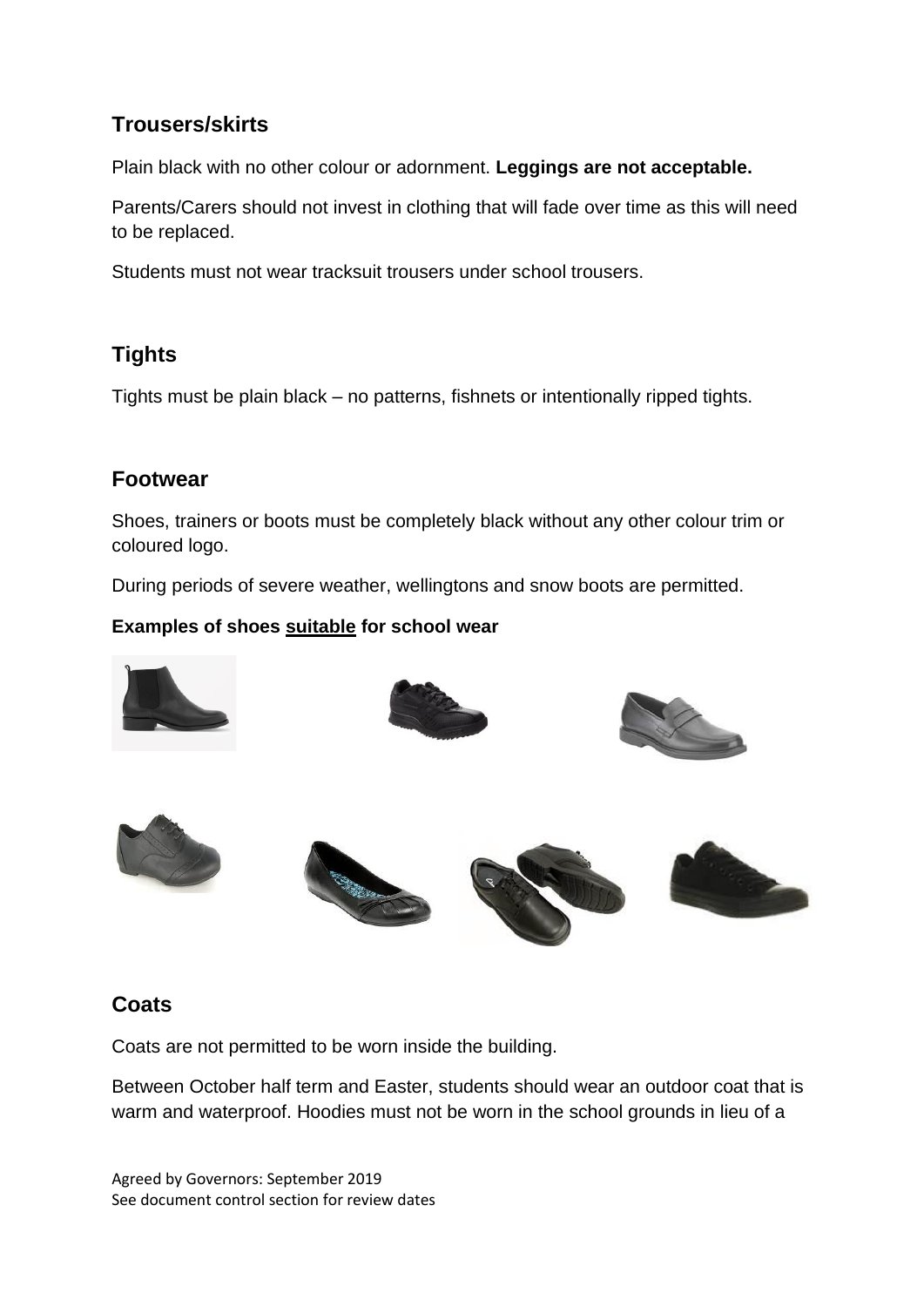## Trousers/skirts

Plain black with no other colour or adornment. **Leggings are not acceptable.**

Parents/Carers should not invest in clothing that will fade over time as this will need to be replaced.

Students must not wear tracksuit trousers under school trousers.

## Tights

Tights must be plain black – no patterns, fishnets or intentionally ripped tights.

## Footwear

Shoes, trainers or boots must be completely black without any other colour trim or coloured logo.

During periods of severe weather, wellingtons and snow boots are permitted.

**Examples of shoes <u>suitable</u> for school wear**

## Coats

Coats are not permitted to be worn inside the building.

Between October half term and Easter, students should wear an outdoor coat that is warm and waterproof. Hoodies must not be worn in the school grounds in lieu of a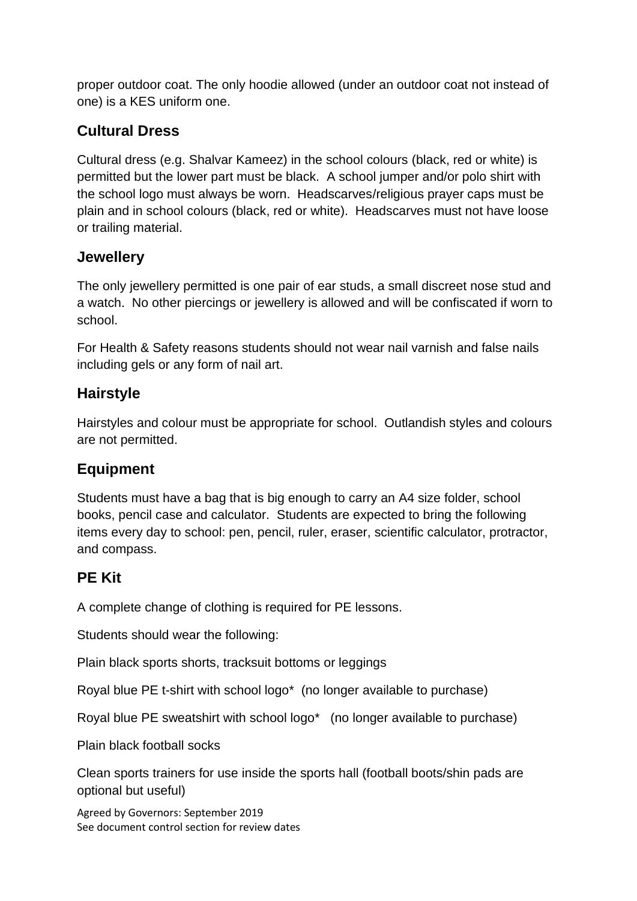proper outdoor coat. The only hoodie allowed (under an outdoor coat not instead of one) is a KES uniform one.

## Cultural Dress

Cultural dress (e.g. Shalvar Kameez) in the school colours (black, red or white) is permitted but the lower part must be black. A school jumper and/or polo shirt with the school logo must always be worn. Headscarves/religious prayer caps must be plain and in school colours (black, red or white). Headscarves must not have loose or trailing material.

## Jewellery

The only jewellery permitted is one pair of ear studs, a small discreet nose stud and a watch. No other piercings or jewellery is allowed and will be confiscated if worn to school.

For Health & Safety reasons students should not wear nail varnish and false nails including gels or any form of nail art.

## Hairstyle

Hairstyles and colour must be appropriate for school. Outlandish styles and colours are not permitted.

## Equipment

Students must have a bag that is big enough to carry an A4 size folder, school books, pencil case and calculator. Students are expected to bring the following items every day to school: pen, pencil, ruler, eraser, scientific calculator, protractor, and compass.

## PE Kit

A complete change of clothing is required for PE lessons.

Students should wear the following:

Plain black sports shorts, tracksuit bottoms or leggings

Royal blue PE t-shirt with school logo* (no longer available to purchase)

Royal blue PE sweatshirt with school logo* (no longer available to purchase)

Plain black football socks

Clean sports trainers for use inside the sports hall (football boots/shin pads are optional but useful)

Agreed by Governors: September 2019
See document control section for review dates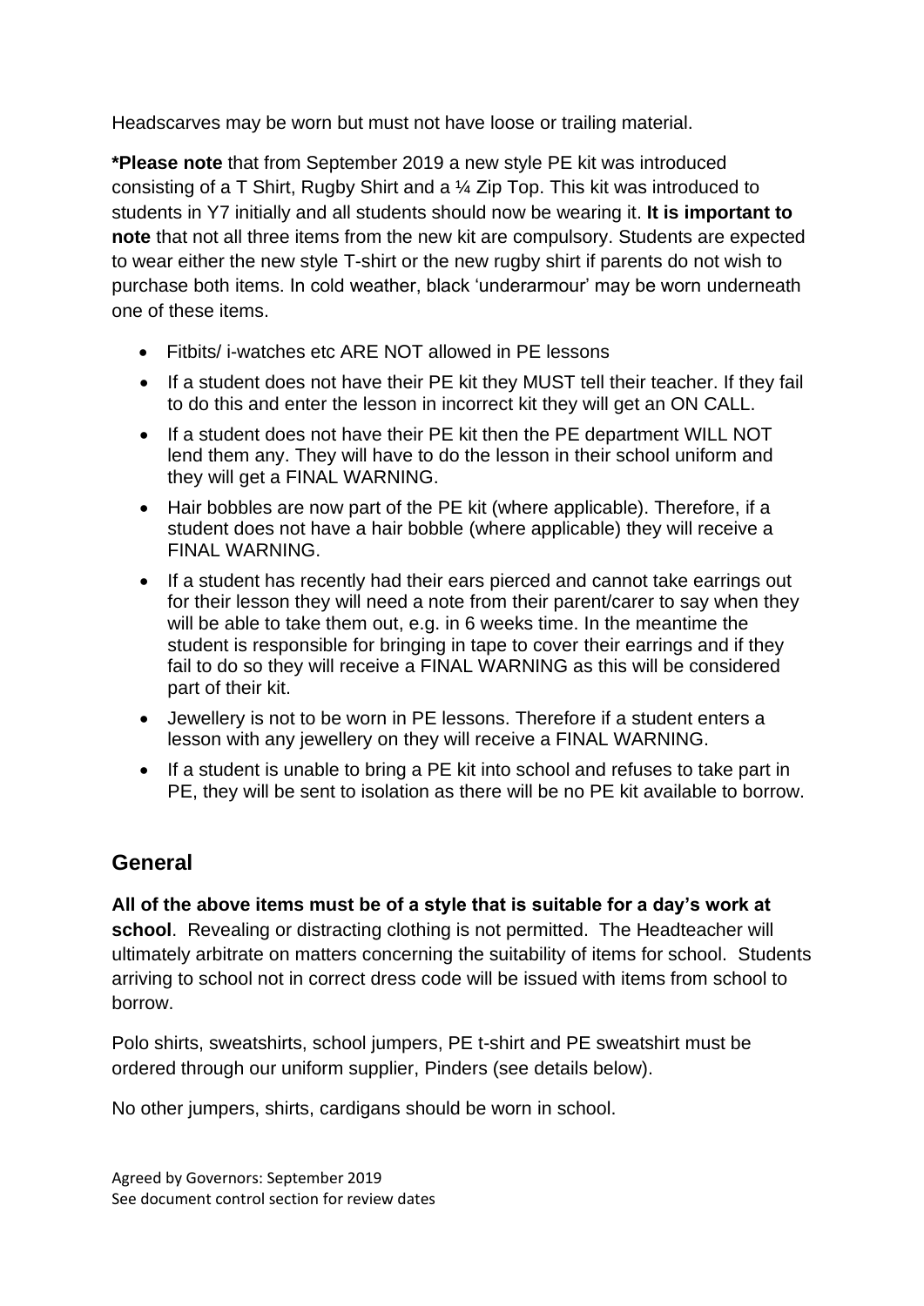Headscarves may be worn but must not have loose or trailing material.

**\*Please note** that from September 2019 a new style PE kit was introduced consisting of a T Shirt, Rugby Shirt and a ¼ Zip Top. This kit was introduced to students in Y7 initially and all students should now be wearing it. **It is important to note** that not all three items from the new kit are compulsory. Students are expected to wear either the new style T-shirt or the new rugby shirt if parents do not wish to purchase both items. In cold weather, black 'underarmour' may be worn underneath one of these items.

- Fitbits/ i-watches etc ARE NOT allowed in PE lessons
- If a student does not have their PE kit they MUST tell their teacher. If they fail to do this and enter the lesson in incorrect kit they will get an ON CALL.
- If a student does not have their PE kit then the PE department WILL NOT lend them any. They will have to do the lesson in their school uniform and they will get a FINAL WARNING.
- Hair bobbles are now part of the PE kit (where applicable). Therefore, if a student does not have a hair bobble (where applicable) they will receive a FINAL WARNING.
- If a student has recently had their ears pierced and cannot take earrings out for their lesson they will need a note from their parent/carer to say when they will be able to take them out, e.g. in 6 weeks time. In the meantime the student is responsible for bringing in tape to cover their earrings and if they fail to do so they will receive a FINAL WARNING as this will be considered part of their kit.
- Jewellery is not to be worn in PE lessons. Therefore if a student enters a lesson with any jewellery on they will receive a FINAL WARNING.
- If a student is unable to bring a PE kit into school and refuses to take part in PE, they will be sent to isolation as there will be no PE kit available to borrow.

## General

**All of the above items must be of a style that is suitable for a day's work at school**. Revealing or distracting clothing is not permitted. The Headteacher will ultimately arbitrate on matters concerning the suitability of items for school. Students arriving to school not in correct dress code will be issued with items from school to borrow.

Polo shirts, sweatshirts, school jumpers, PE t-shirt and PE sweatshirt must be ordered through our uniform supplier, Pinders (see details below).

No other jumpers, shirts, cardigans should be worn in school.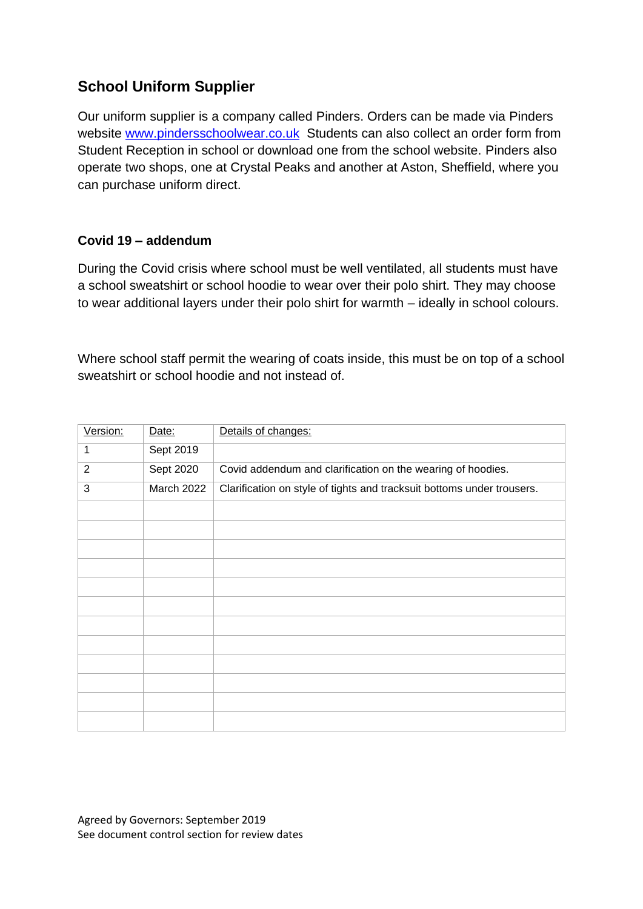## School Uniform Supplier

Our uniform supplier is a company called Pinders. Orders can be made via Pinders website [www.pindersschoolwear.co.uk](http://www.pindersschoolwear.co.uk) Students can also collect an order form from Student Reception in school or download one from the school website. Pinders also operate two shops, one at Crystal Peaks and another at Aston, Sheffield, where you can purchase uniform direct.

### Covid 19 – addendum

During the Covid crisis where school must be well ventilated, all students must have a school sweatshirt or school hoodie to wear over their polo shirt. They may choose to wear additional layers under their polo shirt for warmth – ideally in school colours.

Where school staff permit the wearing of coats inside, this must be on top of a school sweatshirt or school hoodie and not instead of.

| Version: | Date: | Details of changes: |
|---|---|---|
| 1 | Sept 2019 | |
| 2 | Sept 2020 | Covid addendum and clarification on the wearing of hoodies. |
| 3 | March 2022 | Clarification on style of tights and tracksuit bottoms under trousers. |
| | | |
| | | |
| | | |
| | | |
| | | |
| | | |
| | | |
| | | |
| | | |
| | | |
| | | |
| | | |

Agreed by Governors: September 2019
See document control section for review dates